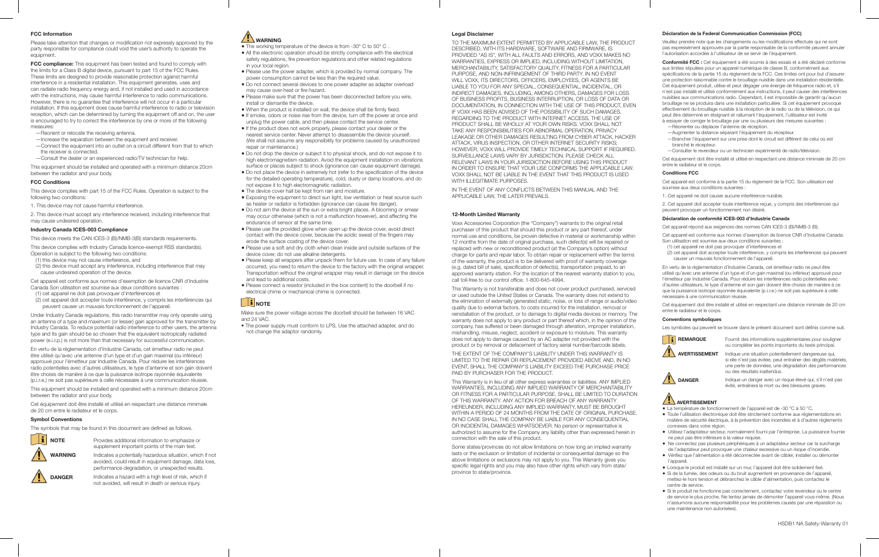## FCC Information

Please take attention that changes or modification not expressly approved by the party responsible for compliance could void the user's authority to operate the equipment.

**FCC compliance:** This equipment has been tested and found to comply with the limits for a Class B digital device, pursuant to part 15 of the FCC Rules. These limits are designed to provide reasonable protection against harmful interference in a residential installation. This equipment generates, uses and can radiate radio frequency energy and, if not installed and used in accordance with the instructions, may cause harmful interference to radio communications. However, there is no guarantee that interference will not occur in a particular installation. If this equipment does cause harmful interference to radio or television reception, which can be determined by turning the equipment off and on, the user is encouraged to try to correct the interference by one or more of the following measures:

—Reorient or relocate the receiving antenna.
—Increase the separation between the equipment and receiver.
—Connect the equipment into an outlet on a circuit different from that to which the receiver is connected.
—Consult the dealer or an experienced radio/TV technician for help.

This equipment should be installed and operated with a minimum distance 20cm between the radiator and your body.

### FCC Conditions

This device complies with part 15 of the FCC Rules. Operation is subject to the following two conditions:

1. This device may not cause harmful interference.

2. This device must accept any interference received, including interference that may cause undesired operation.

### Industry Canada ICES-003 Compliance

This device meets the CAN ICES-3 (B)/NMB-3(B) standards requirements.

This device complies with Industry Canada licence-exempt RSS standard(s). Operation is subject to the following two conditions:

(1) this device may not cause interference, and
(2) this device must accept any interference, including interference that may cause undesired operation of the device.

Cet appareil est conforme aux normes d'exemption de licence CNR d'Industrie Canada Son utilisation est soumise aux deux conditions suivantes :

(1) cet appareil ne doit pas provoquer d'interférences et
(2) cet appareil doit accepter toute interférence, y compris les interférences qui peuvent causer un mauvais fonctionnement de l'appareil.

Under Industry Canada regulations, this radio transmitter may only operate using an antenna of a type and maximum (or lesser) gain approved for the transmitter by Industry Canada. To reduce potential radio interference to other users, the antenna type and its gain should be so chosen that the equivalent isotropically radiated power (e.i.r.p.) is not more than that necessary for successful communication.

En vertu de la réglementation d'Industrie Canada, cet émetteur radio ne peut être utilisé qu'avec une antenne d'un type et d'un gain maximal (ou inférieur) approuvé pour l'émetteur par Industrie Canada. Pour réduire les interférences radio potentielles avec d'autres utilisateurs, le type d'antenne et son gain doivent être choisis de manière à ce que la puissance isotrope rayonnée équivalente (p.i.r.e.) ne soit pas supérieure à celle nécessaire à une communication réussie.

This equipment should be installed and operated with a minimum distance 20cm between the radiator and your body.

Cet équipement doit être installé et utilisé en respectant une distance minimale de 20 cm entre le radiateur et le corps.

### Symbol Conventions

The symbols that may be found in this document are defined as follows.

| Symbol | Description |
| --- | --- |
| NOTE | Provides additional information to emphasize or supplement important points of the main text. |
| WARNING | Indicates a potentially hazardous situation, which if not avoided, could result in equipment damage, data loss, performance degradation, or unexpected results. |
| DANGER | Indicates a hazard with a high level of risk, which if not avoided, will result in death or serious injury. |

### WARNING

- The working temperature of the device is from -30° C to 50° C .
- All the electronic operation should be strictly compliance with the electrical safety regulations, fire prevention regulations and other related regulations in your local region.
- Please use the power adapter, which is provided by normal company. The power consumption cannot be less than the required value.
- Do not connect several devices to one power adapter as adapter overload may cause over-heat or fire hazard.
- Please make sure that the power has been disconnected before you wire, install or dismantle the device.
- When the product is installed on wall, the device shall be firmly fixed.
- If smoke, odors or noise rise from the device, turn off the power at once and unplug the power cable, and then please contact the service center.
- If the product does not work properly, please contact your dealer or the nearest service center. Never attempt to disassemble the device yourself. (We shall not assume any responsibility for problems caused by unauthorized repair or maintenance.)
- Do not drop the device or subject it to physical shock, and do not expose it to high electromagnetism radiation. Avoid the equipment installation on vibrations surface or places subject to shock (ignorance can cause equipment damage).
- Do not place the device in extremely hot (refer to the specification of the device for the detailed operating temperature), cold, dusty or damp locations, and do not expose it to high electromagnetic radiation.
- The device cover hall be kept from rain and moisture.
- Exposing the equipment to direct sun light, low ventilation or heat source such as heater or radiator is forbidden (ignorance can cause fire danger).
- Do not aim the device at the sun or extra bright places. A blooming or smear may occur otherwise (which is not a malfunction however), and affecting the endurance of sensor at the same time.
- Please use the provided glove when open up the device cover, avoid direct contact with the device cover, because the acidic sweat of the fingers may erode the surface coating of the device cover.
- Please use a soft and dry cloth when clean inside and outside surfaces of the device cover, do not use alkaline detergents.
- Please keep all wrappers after unpack them for future use. In case of any failure occurred, you need to return the device to the factory with the original wrapper. Transportation without the original wrapper may result in damage on the device and lead to additional costs.
- Please connect a resistor (included in the box content) to the doorbell if no electrical chime or mechanical chime is connected.

### NOTE

Make sure the power voltage across the doorbell should be between 16 VAC and 24 VAC.

- The power supply must conform to LPS. Use the attached adapter, and do not change the adaptor randomly.

## Legal Disclaimer

TO THE MAXIMUM EXTENT PERMITTED BY APPLICABLE LAW, THE PRODUCT DESCRIBED, WITH ITS HARDWARE, SOFTWARE AND FIRMWARE, IS PROVIDED "AS IS", WITH ALL FAULTS AND ERRORS, AND VOXX MAKES NO WARRANTIES, EXPRESS OR IMPLIED, INCLUDING WITHOUT LIMITATION, MERCHANTABILITY, SATISFACTORY QUALITY, FITNESS FOR A PARTICULAR PURPOSE, AND NON-INFRINGEMENT OF THIRD PARTY. IN NO EVENT WILL VOXX, ITS DIRECTORS, OFFICERS, EMPLOYEES, OR AGENTS BE LIABLE TO YOU FOR ANY SPECIAL, CONSEQUENTIAL, INCIDENTAL, OR INDIRECT DAMAGES, INCLUDING, AMONG OTHERS, DAMAGES FOR LOSS OF BUSINESS PROFITS, BUSINESS INTERRUPTION, OR LOSS OF DATA OR DOCUMENTATION, IN CONNECTION WITH THE USE OF THIS PRODUCT, EVEN IF VOXX HAS BEEN ADVISED OF THE POSSIBILITY OF SUCH DAMAGES. REGARDING TO THE PRODUCT WITH INTERNET ACCESS, THE USE OF PRODUCT SHALL BE WHOLLY AT YOUR OWN RISKS. VOXX SHALL NOT TAKE ANY RESPONSIBILITIES FOR ABNORMAL OPERATION, PRIVACY LEAKAGE OR OTHER DAMAGES RESULTING FROM CYBER ATTACK, HACKER ATTACK, VIRUS INSPECTION, OR OTHER INTERNET SECURITY RISKS; HOWEVER, VOXX WILL PROVIDE TIMELY TECHNICAL SUPPORT IF REQUIRED. SURVEILLANCE LAWS VARY BY JURISDICTION. PLEASE CHECK ALL RELEVANT LAWS IN YOUR JURISDICTION BEFORE USING THIS PRODUCT IN ORDER TO ENSURE THAT YOUR USE CONFORMS THE APPLICABLE LAW. VOXX SHALL NOT BE LIABLE IN THE EVENT THAT THIS PRODUCT IS USED WITH ILLEGITIMATE PURPOSES.

IN THE EVENT OF ANY CONFLICTS BETWEEN THIS MANUAL AND THE APPLICABLE LAW, THE LATER PREVAILS.

## 12-Month Limited Warranty

Voxx Accessories Corporation (the "Company") warrants to the original retail purchaser of this product that should this product or any part thereof, under normal use and conditions, be proven defective in material or workmanship within 12 months from the date of original purchase, such defect(s) will be repaired or replaced with new or reconditioned product (at the Company's option) without charge for parts and repair labor. To obtain repair or replacement within the terms of the warranty, the product is to be delivered with proof of warranty coverage (e.g. dated bill of sale), specification of defect(s), transportation prepaid, to an approved warranty station. For the location of the nearest warranty station to you, call toll-free to our control office: 1-800-645-4994.

This Warranty is not transferable and does not cover product purchased, serviced or used outside the United States or Canada. The warranty does not extend to the elimination of externally generated static, noise, or loss of range or audio/video quality due to external factors, to costs incurred for the installation, removal or reinstallation of the product, or to damage to digital media devices or memory. The warranty does not apply to any product or part thereof which, in the opinion of the company, has suffered or been damaged through alteration, improper installation, mishandling, misuse, neglect, accident or exposure to moisture. This warranty does not apply to damage caused by an AC adapter not provided with the product or by removal or defacement of factory serial number/barcode labels.

THE EXTENT OF THE COMPANY'S LIABILITY UNDER THIS WARRANTY IS LIMITED TO THE REPAIR OR REPLACEMENT PROVIDED ABOVE AND, IN NO EVENT, SHALL THE COMPANY'S LIABILITY EXCEED THE PURCHASE PRICE PAID BY PURCHASER FOR THE PRODUCT.

This Warranty is in lieu of all other express warranties or liabilities. ANY IMPLIED WARRANTIES, INCLUDING ANY IMPLIED WARRANTY OF MERCHANTABILITY OR FITNESS FOR A PARTICULAR PURPOSE, SHALL BE LIMITED TO DURATION OF THIS WARRANTY. ANY ACTION FOR BREACH OF ANY WARRANTY HEREUNDER, INCLUDING ANY IMPLIED WARRANTY, MUST BE BROUGHT WITHIN A PERIOD OF 24 MONTHS FROM THE DATE OF ORIGINAL PURCHASE. IN NO CASE SHALL THE COMPANY BE LIABLE FOR ANY CONSEQUENTIAL OR INCIDENTAL DAMAGES WHATSOEVER. No person or representative is authorized to assume for the Company any liability other than expressed herein in connection with the sale of this product.

Some states/provinces do not allow limitations on how long an implied warranty lasts or the exclusion or limitation of incidental or consequential damage so the above limitations or exclusions may not apply to you. This Warranty gives you specific legal rights and you may also have other rights which vary from state/ province to state/province.

## Déclaration de la Federal Communication Commission (FCC)

Veuillez prendre note que les changements ou les modifications effectués qui ne sont pas expressément approuvés par la partie responsable de la conformité peuvent annuler l'autorisation accordée à l'utilisateur de se servir de l'équipement.

**Conformité FCC :** Cet équipement a été soumis à des essais et a été déclaré conforme aux limites stipulées pour un appareil numérique de classe B, conformément aux spécifications de la partie 15 du règlement de la FCC. Ces limites ont pour but d'assurer une protection raisonnable contre le brouillage nuisible dans une installation résidentielle. Cet équipement produit, utilise et peut dégager une énergie de fréquence radio et, s'il n'est pas installé et utilisé conformément aux instructions, il peut causer des interférences nuisibles aux communications radio. Cependant, il est impossible de garantir qu'aucun brouillage ne se produira dans une installation particulière. Si cet équipement provoque effectivement du brouillage nuisible à la réception de la radio ou de la télévision, ce qui peut être déterminé en éteignant et rallumant l'équipement, l'utilisateur est invité à essayer de corriger le brouillage par une ou plusieurs des mesures suivantes :

—Réorienter ou déplacer l'antenne de réception.
—Augmenter la distance séparant l'équipement du récepteur.
—Brancher l'équipement sur une prise dont le circuit est différent de celui où est branché le récepteur.
—Consulter le revendeur ou un technicien expérimenté de radio/télévision.

Cet équipement doit être installé et utilisé en respectant une distance minimale de 20 cm entre le radiateur et le corps.

### Conditions FCC

Cet appareil est conforme à la partie 15 du règlement de la FCC. Son utilisation est soumise aux deux conditions suivantes :

1. Cet appareil ne doit causer aucune interférence nuisible.

2. Cet appareil doit accepter toute interférence reçue, y compris des interférences qui peuvent provoquer un fonctionnement non désiré.

### Déclaration de conformité ICES-003 d'Industrie Canada

Cet appareil répond aux exigences des normes CAN ICES-3 (B)/NMB-3 (B).

Cet appareil est conforme aux normes d'exemption de licence CNR d'Industrie Canada. Son utilisation est soumise aux deux conditions suivantes :

(1) cet appareil ne doit pas provoquer d'interférences et
(2) cet appareil doit accepter toute interférence, y compris les interférences qui peuvent causer un mauvais fonctionnement de l'appareil.

En vertu de la réglementation d'Industrie Canada, cet émetteur radio ne peut être utilisé qu'avec une antenne d'un type et d'un gain maximal (ou inférieur) approuvé pour l'émetteur par Industrie Canada. Pour réduire les interférences radio potentielles avec d'autres utilisateurs, le type d'antenne et son gain doivent être choisis de manière à ce que la puissance isotrope rayonnée équivalente (p.i.r.e.) ne soit pas supérieure à celle nécessaire à une communication réussie.

Cet équipement doit être installé et utilisé en respectant une distance minimale de 20 cm entre le radiateur et le corps.

### Conventions symboliques

Les symboles qui peuvent se trouver dans le présent document sont définis comme suit.

| Symbole | Description |
| --- | --- |
| REMARQUE | Fournit des informations supplémentaires pour souligner ou compléter les points importants du texte principal. |
| AVERTISSEMENT | Indique une situation potentiellement dangereuse qui, si elle n'est pas évitée, peut entraîner des dégâts matériels, une perte de données, une dégradation des performances ou des résultats inattendus. |
| DANGER | Indique un danger avec un risque élevé qui, s'il n'est pas évité, entraînera la mort ou des blessures graves. |

### AVERTISSEMENT

- La température de fonctionnement de l'appareil est de -30 °C à 50 °C.
- Toute l'utilisation électronique doit être strictement conforme aux réglementations en matière de sécurité électrique, à la prévention des incendies et à d'autres règlements connexes dans votre région.
- Utilisez l'adaptateur secteur, normalement fourni par l'entreprise. La puissance fournie ne peut pas être inférieure à la valeur requise.
- Ne connectez pas plusieurs périphériques à un adaptateur secteur car la surcharge de l'adaptateur peut provoquer une chaleur excessive ou un risque d'incendie.
- Vérifiez que l'alimentation a été déconnectée avant de câbler, installer ou démonter l'appareil.
- Lorsque le produit est installé sur un mur, l'appareil doit être solidement fixé.
- Si de la fumée, des odeurs ou du bruit augmentent en provenance de l'appareil, mettez-le hors tension et débranchez le câble d'alimentation, puis contactez le centre de service.
- Si le produit ne fonctionne pas correctement, contactez votre revendeur ou le centre de service le plus proche. Ne tentez jamais de démonter l'appareil vous-même. (Nous n'assumons aucune responsabilité pour les problèmes causés par une réparation ou une maintenance non autorisées).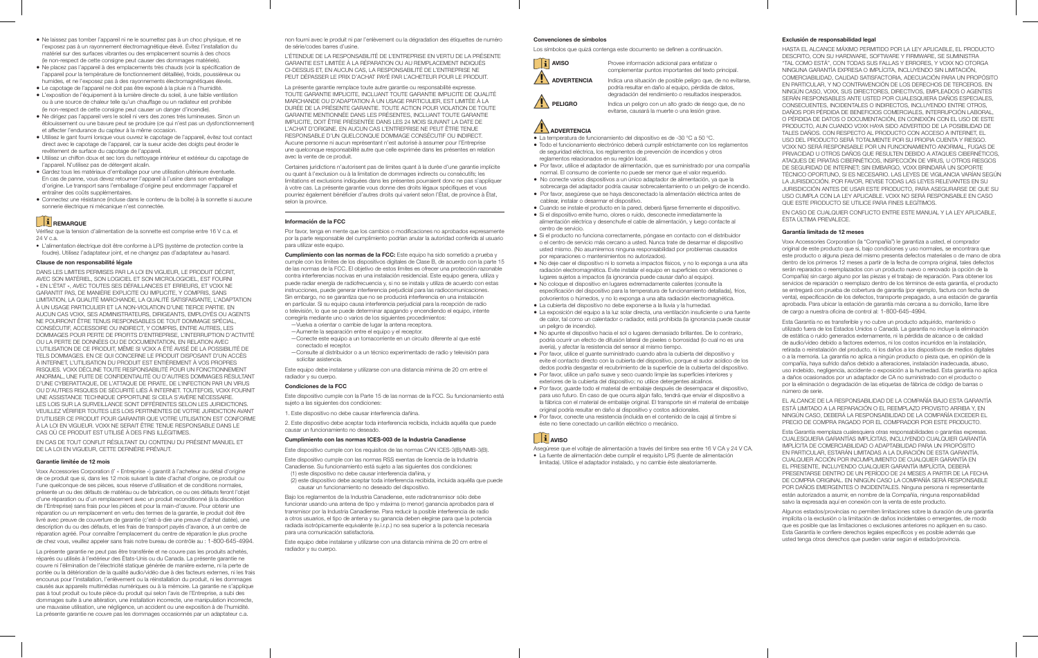- Ne laissez pas tomber l'appareil ni ne le soumettez pas à un choc physique, et ne l'exposez pas à un rayonnement électromagnétique élevé. Évitez l'installation du matériel sur des surfaces vibrantes ou des emplacements soumis à des chocs (le non-respect de cette consigne peut causer des dommages matériels).
- Ne placez pas l'appareil à des emplacements très chauds (voir la spécification de l'appareil pour la température de fonctionnement détaillée), froids, poussiéreux ou humides, et ne l'exposez pas à des rayonnements électromagnétiques élevés.
- Le capotage de l'appareil ne doit pas être exposé à la pluie ni à l'humidité.
- L'exposition de l'équipement à la lumière directe du soleil, à une faible ventilation ou à une source de chaleur telle qu'un chauffage ou un radiateur est prohibée (le non-respect de cette consigne peut causer un danger d'incendie).
- Ne dirigez pas l'appareil vers le soleil ni vers des zones très lumineuses. Sinon un éblouissement ou une bavure peut se produire (ce qui n'est pas un dysfonctionnement) et affecter l'endurance du capteur à la même occasion.
- Utilisez le gant fourni lorsque vous ouvrez le capotage de l'appareil, évitez tout contact direct avec le capotage de l'appareil, car la sueur acide des doigts peut éroder le revêtement de surface du capotage de l'appareil.
- Utilisez un chiffon doux et sec lors du nettoyage intérieur et extérieur du capotage de l'appareil. N'utilisez pas de détergent alcalin.
- Gardez tous les matériaux d'emballage pour une utilisation ultérieure éventuelle. En cas de panne, vous devez retourner l'appareil à l'usine dans son emballage d'origine. Le transport sans l'emballage d'origine peut endommager l'appareil et entraîner des coûts supplémentaires.
- Connectez une résistance (incluse dans le contenu de la boîte) à la sonnette si aucune sonnerie électrique ni mécanique n'est connectée.

**REMARQUE**

Vérifiez que la tension d'alimentation de la sonnette est comprise entre 16 V c.a. et 24 V c.a.

- L'alimentation électrique doit être conforme à LPS (système de protection contre la foudre). Utilisez l'adaptateur joint, et ne changez pas d'adaptateur au hasard.

### Clause de non responsabilité légale

DANS LES LIMITES PERMISES PAR LA LOI EN VIGUEUR, LE PRODUIT DÉCRIT, AVEC SON MATÉRIEL, SON LOGICIEL ET SON MICROLOGICIEL, EST FOURNI « EN L'ÉTAT », AVEC TOUTES SES DÉFAILLANCES ET ERREURS, ET VOXX NE GARANTIT PAS, DE MANIÈRE EXPLICITE OU IMPLICITE, Y COMPRIS, SANS LIMITATION, LA QUALITÉ MARCHANDE, LA QUALITÉ SATISFAISANTE, L'ADAPTATION À UN USAGE PARTICULIER ET LA NON-VIOLATION D'UNE TIERCE PARTIE. EN AUCUN CAS VOXX, SES ADMINISTRATEURS, DIRIGEANTS, EMPLOYÉS OU AGENTS NE POURRONT ÊTRE TENUS RESPONSABLES DE TOUT DOMMAGE SPÉCIAL, CONSÉCUTIF, ACCESSOIRE OU INDIRECT, Y COMPRIS, ENTRE AUTRES, LES DOMMAGES POUR PERTE DE PROFITS D'ENTREPRISE, L'INTERRUPTION D'ACTIVITÉ OU LA PERTE DE DONNÉES OU DE DOCUMENTATION, EN RELATION AVEC L'UTILISATION DE CE PRODUIT, MÊME SI VOXX A ÉTÉ AVISÉ DE LA POSSIBILITÉ DE TELS DOMMAGES. EN CE QUI CONCERNE LE PRODUIT DISPOSANT D'UN ACCÈS À INTERNET, L'UTILISATION DU PRODUIT EST ENTIÈREMENT À VOS PROPRES RISQUES. VOXX DÉCLINE TOUTE RESPONSABILITÉ POUR UN FONCTIONNEMENT ANORMAL, UNE FUITE DE CONFIDENTIALITÉ OU D'AUTRES DOMMAGES RÉSULTANT D'UNE CYBERATTAQUE, DE L'ATTAQUE DE PIRATE, DE L'INFECTION PAR UN VIRUS OU D'AUTRES RISQUES DE SÉCURITÉ LIÉS À INTERNET. TOUTEFOIS, VOXX FOURNIT UNE ASSISTANCE TECHNIQUE OPPORTUNE SI CELA S'AVÈRE NÉCESSAIRE. LES LOIS SUR LA SURVEILLANCE SONT DIFFÉRENTES SELON LES JURIDICTIONS. VEUILLEZ VÉRIFIER TOUTES LES LOIS PERTINENTES DE VOTRE JURIDICTION AVANT D'UTILISER CE PRODUIT POUR GARANTIR QUE VOTRE UTILISATION EST CONFORME À LA LOI EN VIGUEUR. VOXX NE SERAIT ÊTRE TENUE RESPONSABLE DANS LE CAS OÙ CE PRODUIT EST UTILISÉ À DES FINS ILLÉGITIMES.

EN CAS DE TOUT CONFLIT RÉSULTANT DU CONTENU DU PRÉSENT MANUEL ET DE LA LOI EN VIGUEUR, CETTE DERNIÈRE PRÉVAUT.

### Garantie limitée de 12 mois

Voxx Accessories Corporation (l' « Entreprise ») garantit à l'acheteur au détail d'origine de ce produit que si, dans les 12 mois suivant la date d'achat d'origine, ce produit ou l'une quelconque de ses pièces, sous réserve d'utilisation et de conditions normales, présente un ou des défauts de matériau ou de fabrication, ce ou ces défauts feront l'objet d'une réparation ou d'un remplacement avec un produit reconditionné (à la discrétion de l'Entreprise) sans frais pour les pièces et pour la main-d'œuvre. Pour obtenir une réparation ou un remplacement en vertu des termes de la garantie, le produit doit être livré avec preuve de couverture de garantie (c'est-à-dire une preuve d'achat datée), une description du ou des défauts, et les frais de transport payés d'avance, à un centre de réparation agréé. Pour connaître l'emplacement du centre de réparation le plus proche de chez vous, veuillez appeler sans frais notre bureau de contrôle au : 1-800-645-4994.

La présente garantie ne peut pas être transférée et ne couvre pas les produits achetés, réparés ou utilisés à l'extérieur des États-Unis ou du Canada. La présente garantie ne couvre ni l'élimination de l'électricité statique générée de manière externe, ni la perte de portée ou la détérioration de la qualité audio/vidéo due à des facteurs externes, ni les frais encourus pour l'installation, l'enlèvement ou la réinstallation du produit, ni les dommages causés aux appareils multimédias numériques ou à la mémoire. La garantie ne s'applique pas à tout produit ou toute pièce du produit qui selon l'avis de l'Entreprise, a subi des dommages suite à une altération, une installation incorrecte, une manipulation incorrecte, une mauvaise utilisation, une négligence, un accident ou une exposition à de l'humidité. La présente garantie ne couvre pas les dommages occasionnés par un adaptateur c.a. non fourni avec le produit ni par l'enlèvement ou la dégradation des étiquettes de numéro de série/codes barres d'usine.

L'ÉTENDUE DE LA RESPONSABILITÉ DE L'ENTREPRISE EN VERTU DE LA PRÉSENTE GARANTIE EST LIMITÉE À LA RÉPARATION OU AU REMPLACEMENT INDIQUÉS CI-DESSUS ET, EN AUCUN CAS, LA RESPONSABILITÉ DE L'ENTREPRISE NE PEUT DÉPASSER LE PRIX D'ACHAT PAYÉ PAR L'ACHETEUR POUR LE PRODUIT.

La présente garantie remplace toute autre garantie ou responsabilité expresse. TOUTE GARANTIE IMPLICITE, INCLUANT TOUTE GARANTIE IMPLICITE DE QUALITÉ MARCHANDE OU D'ADAPTATION À UN USAGE PARTICULIER, EST LIMITÉE À LA DURÉE DE LA PRÉSENTE GARANTIE. TOUTE ACTION POUR VIOLATION DE TOUTE GARANTIE MENTIONNÉE DANS LES PRÉSENTES, INCLUANT TOUTE GARANTIE IMPLICITE, DOIT ÊTRE PRÉSENTÉE DANS LES 24 MOIS SUIVANT LA DATE DE L'ACHAT D'ORIGINE. EN AUCUN CAS L'ENTREPRISE NE PEUT ÊTRE TENUE RESPONSABLE D'UN QUELCONQUE DOMMAGE CONSÉCUTIF OU INDIRECT. Aucune personne ni aucun représentant n'est autorisé à assumer pour l'Entreprise une quelconque responsabilité autre que celle exprimée dans les présentes en relation avec la vente de ce produit.

Certaines juridictions n'autorisent pas de limites quant à la durée d'une garantie implicite ou quant à l'exclusion ou à la limitation de dommages indirects ou consécutifs; les limitations et exclusions indiquées dans les présentes pourraient donc ne pas s'appliquer à votre cas. La présente garantie vous donne des droits légaux spécifiques et vous pourriez également bénéficier d'autres droits qui varient selon l'État, de province à État, selon la province.

### Información de la FCC

Por favor, tenga en mente que los cambios o modificaciones no aprobados expresamente por la parte responsable del cumplimiento podrían anular la autoridad conferida al usuario para utilizar este equipo.

**Cumplimiento con las normas de la FCC:** Este equipo ha sido sometido a prueba y cumple con los límites de los dispositivos digitales de Clase B, de acuerdo con la parte 15 de las normas de la FCC. El objetivo de estos límites es ofrecer una protección razonable contra interferencias nocivas en una instalación residencial. Este equipo genera, utiliza y puede radiar energía de radiofrecuencia y, si no se instala y utiliza de acuerdo con estas instrucciones, puede generar interferencia perjudicial para las radiocomunicaciones. Sin embargo, no se garantiza que no se producirá interferencia en una instalación en particular. Si su equipo causa interferencia perjudicial para la recepción de radio o televisión, lo que se puede determinar apagando y encendiendo el equipo, intente corregirla mediante uno o varios de los siguientes procedimientos:

- —Vuelva a orientar o cambie de lugar la antena receptora.
- —Aumente la separación entre el equipo y el receptor.
- —Conecte este equipo a un tomacorriente en un circuito diferente al que esté conectado el receptor.
- —Consulte al distribuidor o a un técnico experimentado de radio y televisión para solicitar asistencia.

Este equipo debe instalarse y utilizarse con una distancia mínima de 20 cm entre el radiador y su cuerpo.

### Condiciones de la FCC

Este dispositivo cumple con la Parte 15 de las normas de la FCC. Su funcionamiento está sujeto a las siguientes dos condiciones:

1. Este dispositivo no debe causar interferencia dañina.

2. Este dispositivo debe aceptar toda interferencia recibida, incluida aquélla que puede causar un funcionamiento no deseado.

### Cumplimiento con las normas ICES-003 de la Industria Canadiense

Este dispositivo cumple con los requisitos de las normas CAN ICES-3(B)/NMB-3(B).

Este dispositivo cumple con las normas RSS exentas de licencia de la Industria Canadiense. Su funcionamiento está sujeto a las siguientes dos condiciones:
(1) este dispositivo no debe causar interferencia dañina, y
(2) este dispositivo debe aceptar toda interferencia recibida, incluida aquélla que puede causar un funcionamiento no deseado del dispositivo.

Bajo los reglamentos de la Industria Canadiense, este radiotransmisor sólo debe funcionar usando una antena de tipo y máxima (o menor) ganancia aprobados para el transmisor por la Industria Canadiense. Para reducir la posible interferencia de radio a otros usuarios, el tipo de antena y su ganancia deben elegirse para que la potencia radiada isotrópicamente equivalente (e.i.r.p.) no sea superior a la potencia necesaria para una comunicación satisfactoria.

Este equipo debe instalarse y utilizarse con una distancia mínima de 20 cm entre el radiador y su cuerpo.

### Convenciones de símbolos

Los símbolos que quizá contenga este documento se definen a continuación.

| | |
|---|---|
| **AVISO** | Provee información adicional para enfatizar o complementar puntos importantes del texto principal. |
| **ADVERTENCIA** | Indica una situación de posible peligro que, de no evitarse, podría resultar en daño al equipo, pérdida de datos, degradación del rendimiento o resultados inesperados. |
| **PELIGRO** | Indica un peligro con un alto grado de riesgo que, de no evitarse, causará la muerte o una lesión grave. |

**ADVERTENCIA**

- La temperatura de funcionamiento del dispositivo es de -30 °C a 50 °C.
- Todo el funcionamiento electrónico deberá cumplir estrictamente con los reglamentos de seguridad eléctrica, los reglamentos de prevención de incendios y otros reglamentos relacionados en su región local.
- Por favor, utilice el adaptador de alimentación, que es suministrado por una compañía normal. El consumo de corriente no puede ser menor que el valor requerido.
- No conecte varios dispositivos a un único adaptador de alimentación, ya que la sobrecarga del adaptador podría causar sobrecalentamiento o un peligro de incendio.
- Por favor, asegúrese que se haya desconectado la alimentación eléctrica antes de cablear, instalar o desarmar el dispositivo.
- Cuando se instale el producto en la pared, deberá fijarse firmemente el dispositivo.
- Si el dispositivo emite humo, olores o ruido, desconecte inmediatamente la alimentación eléctrica y desenchufe el cable de alimentación, y luego contacte al centro de servicio.
- Si el producto no funciona correctamente, póngase en contacto con el distribuidor o el centro de servicio más cercano a usted. Nunca trate de desarmar el dispositivo usted mismo. (No asumiremos ninguna responsabilidad por problemas causados por reparaciones o mantenimientos no autorizados).
- No deje caer el dispositivo ni lo someta a impactos físicos, y no lo exponga a una alta radiación electromagnética. Evite instalar el equipo en superficies con vibraciones o lugares sujetos a impactos (la ignorancia puede causar daño al equipo).
- No coloque el dispositivo en lugares extremadamente calientes (consulte la especificación del dispositivo para la temperatura de funcionamiento detallada), fríos, polvorientos o húmedos, y no lo exponga a una alta radiación electromagnética.
- La cubierta del dispositivo no debe exponerse a la lluvia y la humedad.
- La exposición del equipo a la luz solar directa, una ventilación insuficiente o una fuente de calor, tal como un calentador o radiador, está prohibida (la ignorancia puede causar un peligro de incendio).
- No apunte el dispositivo hacia el sol o lugares demasiado brillantes. De lo contrario, podría ocurrir un efecto de difusión lateral de píxeles o borrosidad (lo cual no es una avería), y afectar la resistencia del sensor al mismo tiempo.
- Por favor, utilice el guante suministrado cuando abra la cubierta del dispositivo y evite el contacto directo con la cubierta del dispositivo, porque el sudor ácido de los dedos podría desgastar el recubrimiento de la superficie de la cubierta del dispositivo.
- Por favor, utilice un paño suave y seco cuando limpie las superficies interiores y exteriores de la cubierta del dispositivo; no utilice detergentes alcalinos.
- Por favor, guarde todo el material de embalaje después de desempacar el dispositivo, para uso futuro. En caso de que ocurra algún fallo, tendrá que enviar el dispositivo a la fábrica con el material de embalaje original. El transporte sin el material de embalaje original podría resultar en daño al dispositivo y costos adicionales.
- Por favor, conecte una resistencia (incluida en el contenido de la caja) al timbre si éste no tiene conectado un carillón eléctrico o mecánico.

**AVISO**

Asegúrese que el voltaje de alimentación a través del timbre sea entre 16 V CA y 24 V CA.

- La fuente de alimentación debe cumplir el requisito LPS (fuente de alimentación limitada). Utilice el adaptador instalado, y no cambie éste aleatoriamente.

### Exclusión de responsabilidad legal

HASTA EL ALCANCE MÁXIMO PERMITIDO POR LA LEY APLICABLE, EL PRODUCTO DESCRITO, CON SU HARDWARE, SOFTWARE Y FIRMWARE, SE SUMINISTRA "TAL COMO ESTÁ", CON TODAS SUS FALLAS Y ERRORES, Y VOXX NO OTORGA NINGUNA GARANTÍA EXPRESA O IMPLÍCITA, INCLUYENDO SIN LIMITACIÓN, COMERCIABILIDAD, CALIDAD SATISFACTORIA, ADECUACIÓN PARA UN PROPÓSITO EN PARTICULAR, Y NO CONTRAVENCIÓN DE LOS DERECHOS DE TERCEROS. EN NINGÚN CASO, VOXX, SUS DIRECTORES, DIRECTIVOS, EMPLEADOS O AGENTES SERÁN RESPONSABLES ANTE USTED POR CUALESQUIERA DAÑOS ESPECIALES, CONSECUENTES, INCIDENTALES O INDIRECTOS, INCLUYENDO ENTRE OTROS, DAÑOS POR PÉRDIDA DE BENEFICIOS COMERCIALES, INTERRUPCIÓN LABORAL, O PÉRDIDA DE DATOS O DOCUMENTACIÓN, EN CONEXIÓN CON EL USO DE ESTE PRODUCTO, AUN CUANDO VOXX HAYA SIDO ADVERTIDO DE LA POSIBILIDAD DE TALES DAÑOS. CON RESPECTO AL PRODUCTO CON ACCESO A INTERNET, EL USO DEL PRODUCTO SERÁ TOTALMENTE POR SU PROPIA CUENTA Y RIESGO. VOXX NO SERÁ RESPONSABLE POR UN FUNCIONAMIENTO ANORMAL, FUGAS DE PRIVACIDAD U OTROS DAÑOS QUE RESULTEN DEBIDO A ATAQUES CIBERNÉTICOS, ATAQUES DE PIRATAS CIBERNÉTICOS, INSPECCIÓN DE VIRUS, U OTROS RIESGOS DE SEGURIDAD DE INTERNET; SIN EMBARGO, VOXX BRINDARÁ UN SOPORTE TÉCNICO OPORTUNO, SI ES NECESARIO. LAS LEYES DE VIGILANCIA VARÍAN SEGÚN LA JURISDICCIÓN. POR FAVOR, REVISE TODAS LAS LEYES RELEVANTES EN SU JURISDICCIÓN ANTES DE USAR ESTE PRODUCTO, PARA ASEGURARSE DE QUE SU USO CUMPLA CON LA LEY APLICABLE. VOXX NO SERÁ RESPONSABLE EN CASO QUE ESTE PRODUCTO SE UTILICE PARA FINES ILEGÍTIMOS.

EN CASO DE CUALQUIER CONFLICTO ENTRE ESTE MANUAL Y LA LEY APLICABLE, ÉSTA ÚLTIMA PREVALECE.

### Garantía limitada de 12 meses

Voxx Accessories Corporation (la "Compañía") le garantiza a usted, el comprador original de este producto que si, bajo condiciones y uso normales, se encontrara que este producto o alguna pieza del mismo presenta defectos materiales o de mano de obra dentro de los primeros 12 meses a partir de la fecha de compra original, tales defectos serán reparados o reemplazados con un producto nuevo o renovado (a opción de la Compañía) sin cargo alguno por las piezas y el trabajo de reparación. Para obtener los servicios de reparación o reemplazo dentro de los términos de esta garantía, el producto se entregará con prueba de cobertura de garantía (por ejemplo, factura con fecha de venta), especificación de los defectos, transporte prepagado, a una estación de garantía aprobada. Para ubicar la estación de garantía más cercana a su domicilio, llame libre de cargo a nuestra oficina de control al: 1-800-645-4994.

Esta Garantía no es transferible y no cubre un producto adquirido, mantenido o utilizado fuera de los Estados Unidos o Canadá. La garantía no incluye la eliminación de estática o ruido generados externamente, ni la pérdida de alcance o de calidad de audio/video debido a factores externos, ni los costos incurridos en la instalación, retirada o reinstalación del producto, ni los daños a los dispositivos de medios digitales o a la memoria. La garantía no aplica a ningún producto o pieza que, en opinión de la compañía, haya sufrido daños debido a alteraciones, instalación inadecuada, abuso, uso indebido, negligencia, accidente o exposición a la humedad. Esta garantía no aplica a daños ocasionados por un adaptador de CA no suministrado con el producto o por la eliminación o degradación de las etiquetas de fábrica de código de barras o número de serie.

EL ALCANCE DE LA RESPONSABILIDAD DE LA COMPAÑÍA BAJO ESTA GARANTÍA ESTÁ LIMITADO A LA REPARACIÓN O EL REEMPLAZO PROVISTO ARRIBA Y, EN NINGÚN CASO, DEBERÁ LA RESPONSABILIDAD DE LA COMPAÑÍA EXCEDER EL PRECIO DE COMPRA PAGADO POR EL COMPRADOR POR ESTE PRODUCTO.

Esta Garantía reemplaza cualesquiera otras responsabilidades o garantías expresas. CUALESQUIERA GARANTÍAS IMPLÍCITAS, INCLUYENDO CUALQUIER GARANTÍA IMPLÍCITA DE COMERCIABILIDAD O ADAPTABILIDAD PARA UN PROPÓSITO EN PARTICULAR, ESTARÁN LIMITADAS A LA DURACIÓN DE ESTA GARANTÍA. CUALQUIER ACCIÓN POR INCUMPLIMIENTO DE CUALQUIER GARANTÍA EN EL PRESENTE, INCLUYENDO CUALQUIER GARANTÍA IMPLÍCITA, DEBERÁ PRESENTARSE DENTRO DE UN PERÍODO DE 24 MESES A PARTIR DE LA FECHA DE COMPRA ORIGINAL. EN NINGÚN CASO LA COMPAÑÍA SERÁ RESPONSABLE POR DAÑOS EMERGENTES O INCIDENTALES. Ninguna persona ni representante están autorizados a asumir, en nombre de la Compañía, ninguna responsabilidad salvo la expresada aquí en conexión con la venta de este producto.

Algunos estados/provincias no permiten limitaciones sobre la duración de una garantía implícita o la exclusión o la limitación de daños incidentales o emergentes, de modo que es posible que las limitaciones o exclusiones anteriores no apliquen en su caso. Esta Garantía le confiere derechos legales específicos y es posible además que usted tenga otros derechos que pueden variar según el estado/provincia.